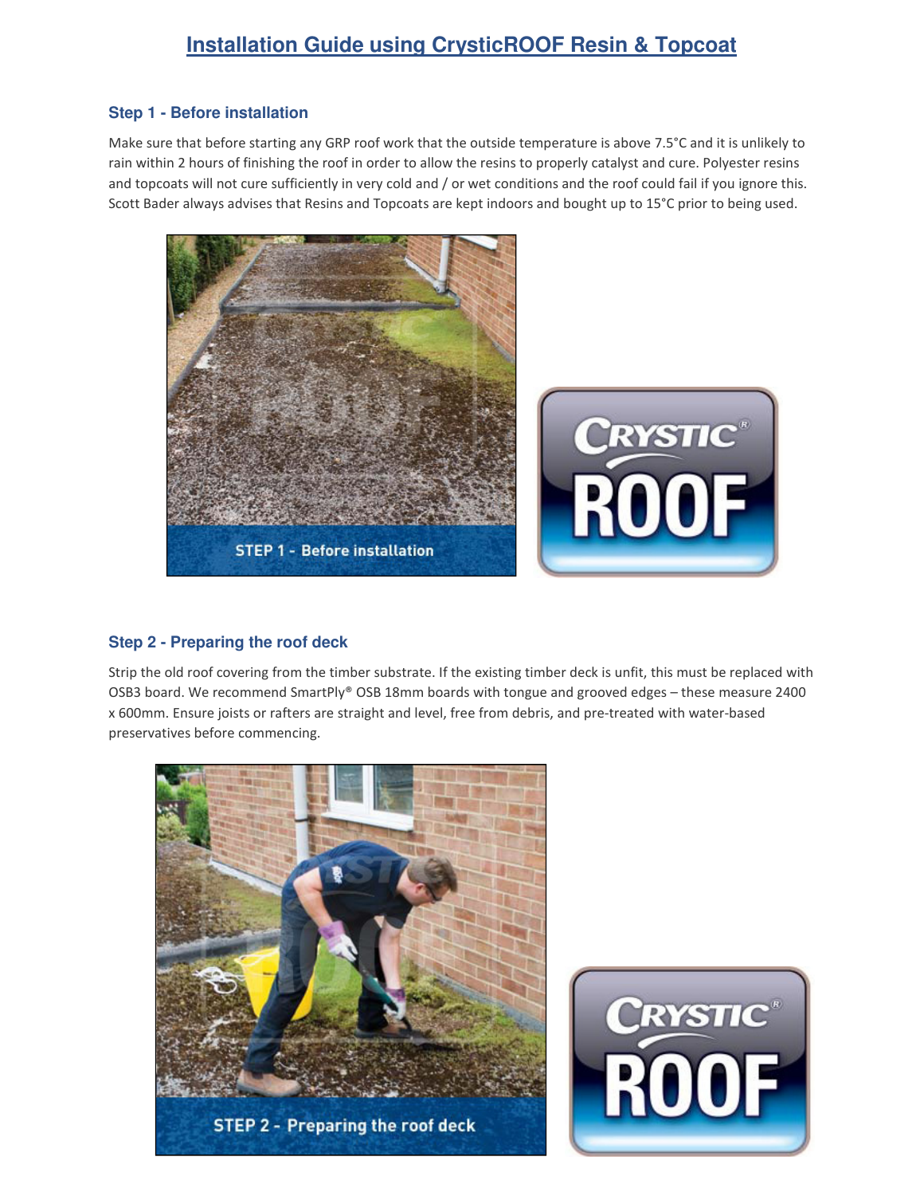# Installation Guide using CrysticROOF Resin & Topcoat

### Step 1 - Before installation

Make sure that before starting any GRP roof work that the outside temperature is above 7.5°C and it is unlikely to rain within 2 hours of finishing the roof in order to allow the resins to properly catalyst and cure. Polyester resins and topcoats will not cure sufficiently in very cold and / or wet conditions and the roof could fail if you ignore this. Scott Bader always advises that Resins and Topcoats are kept indoors and bought up to 15°C prior to being used.

### Step 2 - Preparing the roof deck

Strip the old roof covering from the timber substrate. If the existing timber deck is unfit, this must be replaced with OSB3 board. We recommend SmartPly® OSB 18mm boards with tongue and grooved edges – these measure 2400 x 600mm. Ensure joists or rafters are straight and level, free from debris, and pre-treated with water-based preservatives before commencing.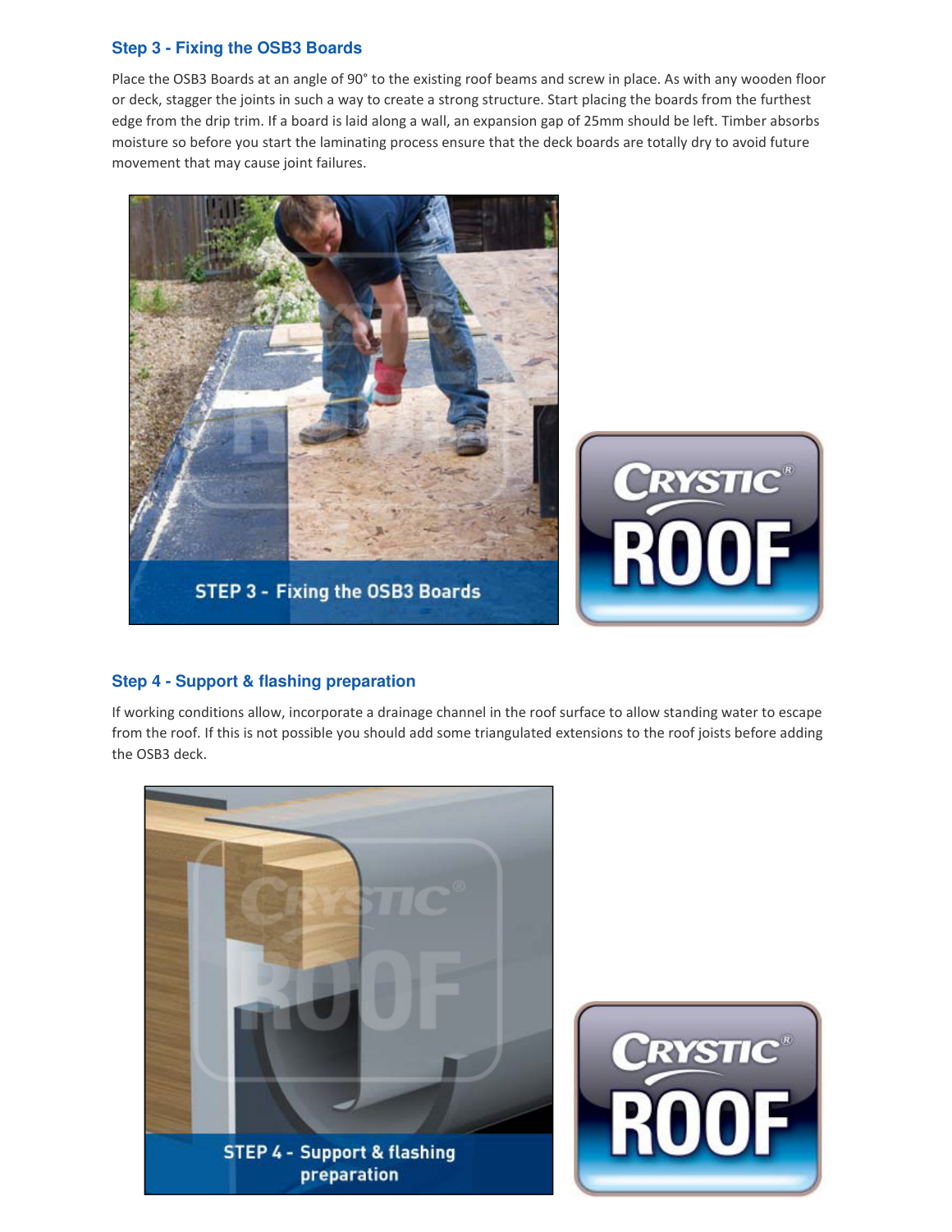### Step 3 - Fixing the OSB3 Boards

Place the OSB3 Boards at an angle of 90° to the existing roof beams and screw in place. As with any wooden floor or deck, stagger the joints in such a way to create a strong structure. Start placing the boards from the furthest edge from the drip trim. If a board is laid along a wall, an expansion gap of 25mm should be left. Timber absorbs moisture so before you start the laminating process ensure that the deck boards are totally dry to avoid future movement that may cause joint failures.

### Step 4 - Support & flashing preparation

If working conditions allow, incorporate a drainage channel in the roof surface to allow standing water to escape from the roof. If this is not possible you should add some triangulated extensions to the roof joists before adding the OSB3 deck.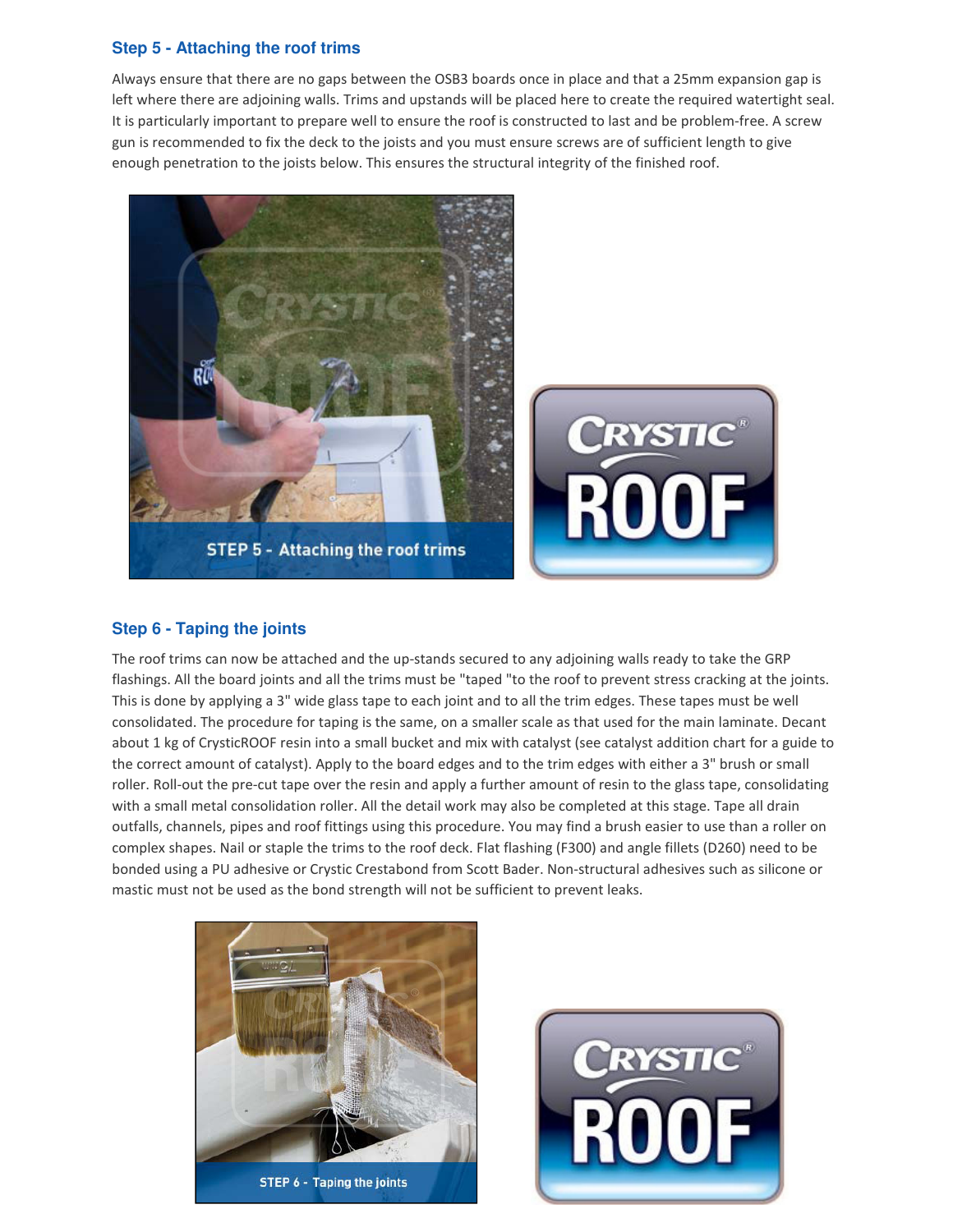### Step 5 - Attaching the roof trims

Always ensure that there are no gaps between the OSB3 boards once in place and that a 25mm expansion gap is left where there are adjoining walls. Trims and upstands will be placed here to create the required watertight seal. It is particularly important to prepare well to ensure the roof is constructed to last and be problem-free. A screw gun is recommended to fix the deck to the joists and you must ensure screws are of sufficient length to give enough penetration to the joists below. This ensures the structural integrity of the finished roof.

STEP 5 - Attaching the roof trims

### Step 6 - Taping the joints

The roof trims can now be attached and the up-stands secured to any adjoining walls ready to take the GRP flashings. All the board joints and all the trims must be "taped "to the roof to prevent stress cracking at the joints. This is done by applying a 3" wide glass tape to each joint and to all the trim edges. These tapes must be well consolidated. The procedure for taping is the same, on a smaller scale as that used for the main laminate. Decant about 1 kg of CrysticROOF resin into a small bucket and mix with catalyst (see catalyst addition chart for a guide to the correct amount of catalyst). Apply to the board edges and to the trim edges with either a 3" brush or small roller. Roll-out the pre-cut tape over the resin and apply a further amount of resin to the glass tape, consolidating with a small metal consolidation roller. All the detail work may also be completed at this stage. Tape all drain outfalls, channels, pipes and roof fittings using this procedure. You may find a brush easier to use than a roller on complex shapes. Nail or staple the trims to the roof deck. Flat flashing (F300) and angle fillets (D260) need to be bonded using a PU adhesive or Crystic Crestabond from Scott Bader. Non-structural adhesives such as silicone or mastic must not be used as the bond strength will not be sufficient to prevent leaks.

STEP 6 - Taping the joints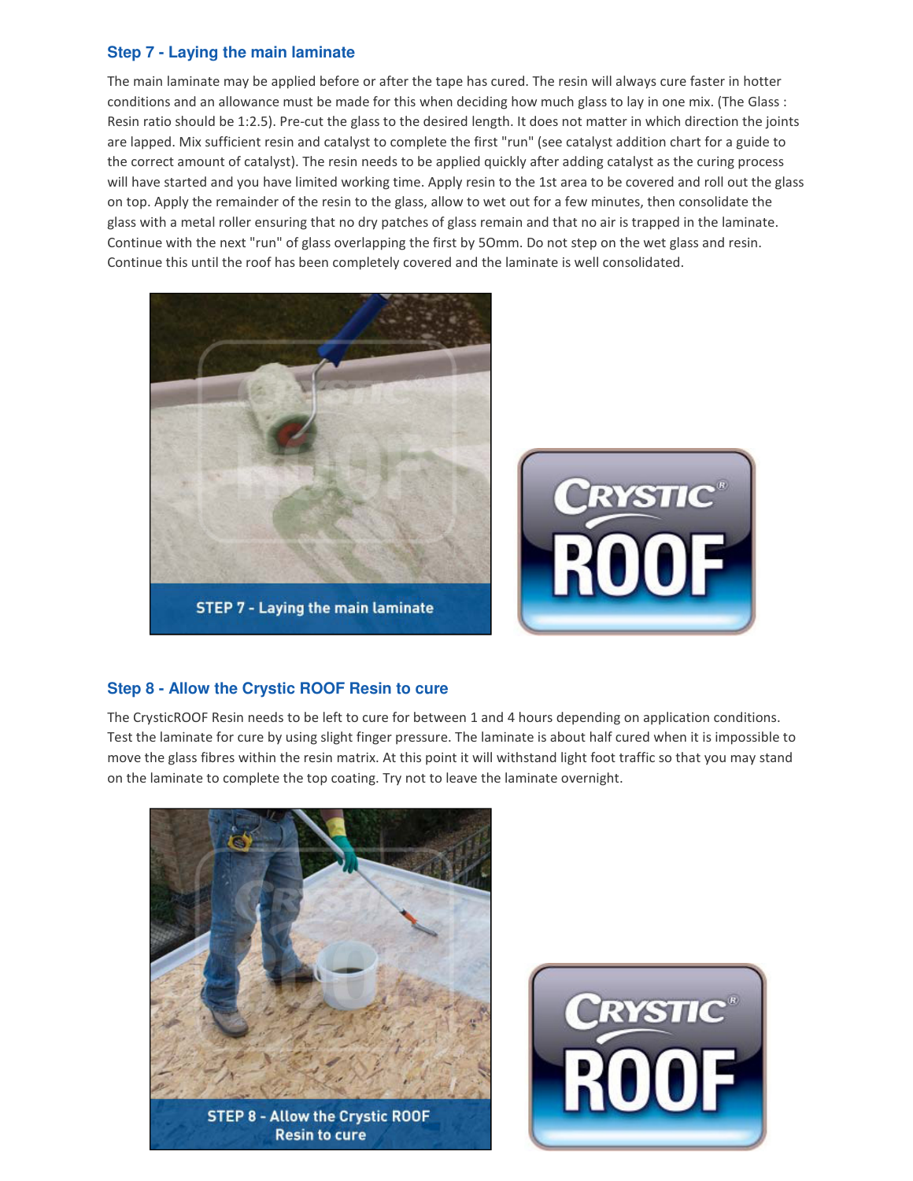### Step 7 - Laying the main laminate

The main laminate may be applied before or after the tape has cured. The resin will always cure faster in hotter conditions and an allowance must be made for this when deciding how much glass to lay in one mix. (The Glass : Resin ratio should be 1:2.5). Pre-cut the glass to the desired length. It does not matter in which direction the joints are lapped. Mix sufficient resin and catalyst to complete the first "run" (see catalyst addition chart for a guide to the correct amount of catalyst). The resin needs to be applied quickly after adding catalyst as the curing process will have started and you have limited working time. Apply resin to the 1st area to be covered and roll out the glass on top. Apply the remainder of the resin to the glass, allow to wet out for a few minutes, then consolidate the glass with a metal roller ensuring that no dry patches of glass remain and that no air is trapped in the laminate. Continue with the next "run" of glass overlapping the first by 50mm. Do not step on the wet glass and resin. Continue this until the roof has been completely covered and the laminate is well consolidated.

STEP 7 - Laying the main laminate

### Step 8 - Allow the Crystic ROOF Resin to cure

The CrysticROOF Resin needs to be left to cure for between 1 and 4 hours depending on application conditions. Test the laminate for cure by using slight finger pressure. The laminate is about half cured when it is impossible to move the glass fibres within the resin matrix. At this point it will withstand light foot traffic so that you may stand on the laminate to complete the top coating. Try not to leave the laminate overnight.

STEP 8 - Allow the Crystic ROOF Resin to cure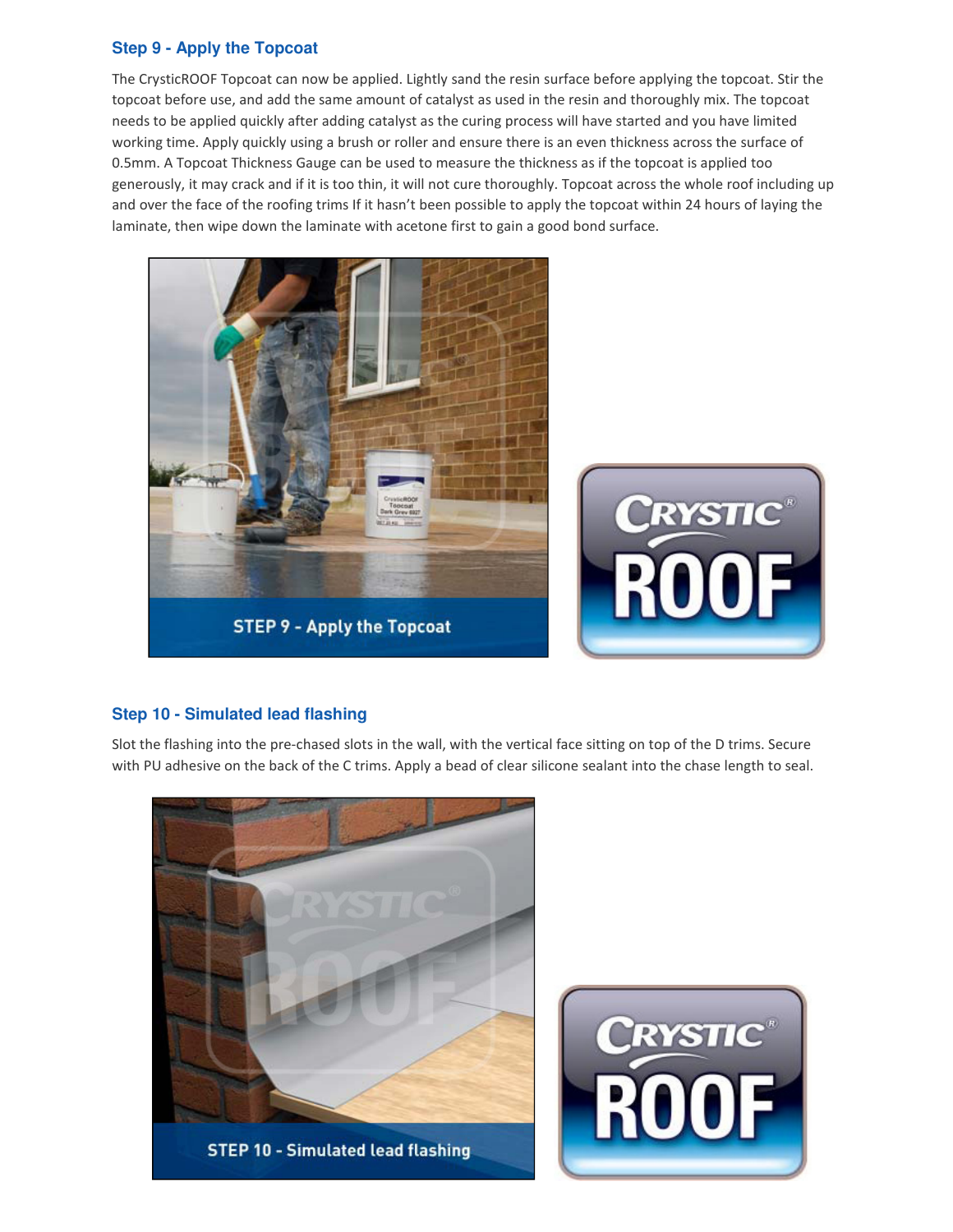### Step 9 - Apply the Topcoat

The CrysticROOF Topcoat can now be applied. Lightly sand the resin surface before applying the topcoat. Stir the topcoat before use, and add the same amount of catalyst as used in the resin and thoroughly mix. The topcoat needs to be applied quickly after adding catalyst as the curing process will have started and you have limited working time. Apply quickly using a brush or roller and ensure there is an even thickness across the surface of 0.5mm. A Topcoat Thickness Gauge can be used to measure the thickness as if the topcoat is applied too generously, it may crack and if it is too thin, it will not cure thoroughly. Topcoat across the whole roof including up and over the face of the roofing trims If it hasn't been possible to apply the topcoat within 24 hours of laying the laminate, then wipe down the laminate with acetone first to gain a good bond surface.

STEP 9 - Apply the Topcoat

### Step 10 - Simulated lead flashing

Slot the flashing into the pre-chased slots in the wall, with the vertical face sitting on top of the D trims. Secure with PU adhesive on the back of the C trims. Apply a bead of clear silicone sealant into the chase length to seal.

STEP 10 - Simulated lead flashing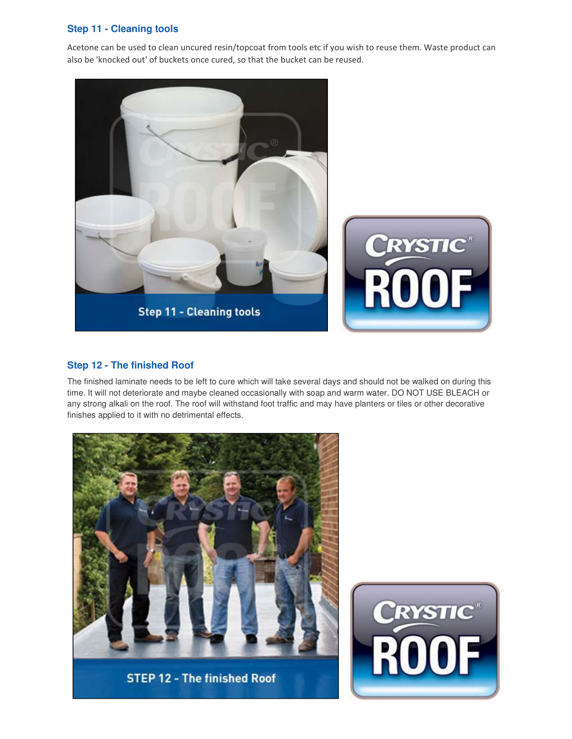### Step 11 - Cleaning tools

Acetone can be used to clean uncured resin/topcoat from tools etc if you wish to reuse them. Waste product can also be 'knocked out' of buckets once cured, so that the bucket can be reused.

### Step 12 - The finished Roof

The finished laminate needs to be left to cure which will take several days and should not be walked on during this time. It will not deteriorate and maybe cleaned occasionally with soap and warm water. DO NOT USE BLEACH or any strong alkali on the roof. The roof will withstand foot traffic and may have planters or tiles or other decorative finishes applied to it with no detrimental effects.